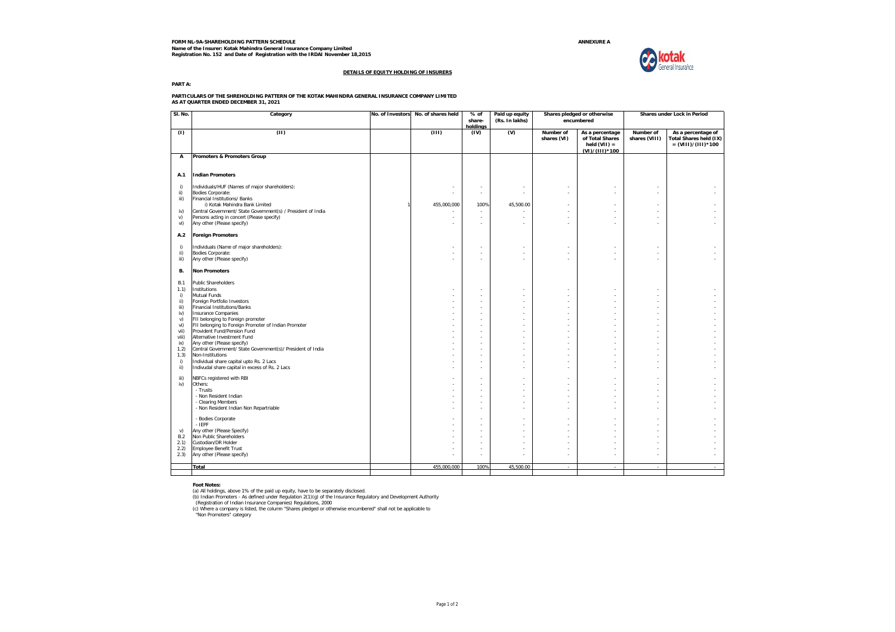**FORM NL-9A-SHAREHOLDING PATTERN SCHEDULE**
**Name of the Insurer: Kotak Mahindra General Insurance Company Limited**
**Registration No. 152 and Date of Registration with the IRDAI November 18,2015**

**ANNEXURE A**

## DETAILS OF EQUITY HOLDING OF INSURERS

**PART A:**

**PARTICULARS OF THE SHREHOLDING PATTERN OF THE KOTAK MAHINDRA GENERAL INSURANCE COMPANY LIMITED**
**AS AT QUARTER ENDED DECEMBER 31, 2021**

| Sl. No. | Category | No. of Investors | No. of shares held | % of share-holdings | Paid up equity (Rs. In lakhs) | Shares pledged or otherwise encumbered | | Shares under Lock in Period | |
|---|---|---|---|---|---|---|---|---|---|
| | | | | | | Number of shares (VI) | As a percentage of Total Shares held (VII) = (VI)/(III)*100 | Number of shares (VIII) | As a percentage of Total Shares held (IX) = (VIII)/(III)*100 |
| (I) | (II) | | (III) | (IV) | (V) | | | | |
| A | **Promoters & Promoters Group** | | | | | | | | |
| A.1 | **Indian Promoters** | | | | | | | | |
| i) | Individuals/HUF (Names of major shareholders): | | - | - | - | - | - | - | - |
| ii) | Bodies Corporate: | | - | - | - | - | - | - | - |
| iii) | Financial Institutions/ Banks | | | | | | | | |
| | i) Kotak Mahindra Bank Limited | 1 | 455,000,000 | 100% | 45,500.00 | - | - | - | - |
| iv) | Central Government/ State Government(s) / President of India | | - | - | - | - | - | - | - |
| v) | Persons acting in concert (Please specify) | | - | - | - | - | - | - | - |
| vi) | Any other (Please specify) | | - | - | - | - | - | - | - |
| A.2 | **Foreign Promoters** | | | | | | | | |
| i) | Individuals (Name of major shareholders): | | - | - | - | - | - | - | - |
| ii) | Bodies Corporate: | | - | - | - | - | - | - | - |
| iii) | Any other (Please specify) | | - | - | - | - | - | - | - |
| B. | **Non Promoters** | | | | | | | | |
| B.1 | Public Shareholders | | | | | | | | |
| 1.1) | Institutions | | - | - | - | - | - | - | - |
| i) | Mutual Funds | | - | - | - | - | - | - | - |
| ii) | Foreign Portfolio Investors | | - | - | - | - | - | - | - |
| iii) | Financial Institutions/Banks | | - | - | - | - | - | - | - |
| iv) | Insurance Companies | | - | - | - | - | - | - | - |
| v) | FII belonging to Foreign promoter | | - | - | - | - | - | - | - |
| vi) | FII belonging to Foreign Promoter of Indian Promoter | | - | - | - | - | - | - | - |
| vii) | Provident Fund/Pension Fund | | - | - | - | - | - | - | - |
| viii) | Alternative Investment Fund | | - | - | - | - | - | - | - |
| ix) | Any other (Please specify) | | - | - | - | - | - | - | - |
| 1.2) | Central Government/ State Government(s)/ President of India | | - | - | - | - | - | - | - |
| 1.3) | Non-Institutions | | - | - | - | - | - | - | - |
| i) | Individual share capital upto Rs. 2 Lacs | | - | - | - | - | - | - | - |
| ii) | Indivudal share capital in excess of Rs. 2 Lacs | | - | - | - | - | - | - | - |
| iii) | NBFCs registered with RBI | | - | - | - | - | - | - | - |
| iv) | Others: | | - | - | - | - | - | - | - |
| | - Trusts | | - | - | - | - | - | - | - |
| | - Non Resident Indian | | - | - | - | - | - | - | - |
| | - Clearing Members | | - | - | - | - | - | - | - |
| | - Non Resident Indian Non Repartriable | | - | - | - | - | - | - | - |
| | - Bodies Corporate | | - | - | - | - | - | - | - |
| | - IEPF | | - | - | - | - | - | - | - |
| v) | Any other (Please Specify) | | - | - | - | - | - | - | - |
| B.2 | Non Public Shareholders | | - | - | - | - | - | - | - |
| 2.1) | Custodian/DR Holder | | - | - | - | - | - | - | - |
| 2.2) | Employee Benefit Trust | | - | - | - | - | - | - | - |
| 2.3) | Any other (Please specify) | | - | - | - | - | - | - | - |
| | **Total** | | 455,000,000 | 100% | 45,500.00 | - | - | - | - |

**Foot Notes:**

(a) All holdings, above 1% of the paid up equity, have to be separately disclosed.

(b) Indian Promoters - As defined under Regulation 2(1)(g) of the Insurance Regulatory and Development Authority (Registration of Indian Insurance Companies) Regulations, 2000

(c) Where a company is listed, the column "Shares pledged or otherwise encumbered" shall not be applicable to "Non Promoters" category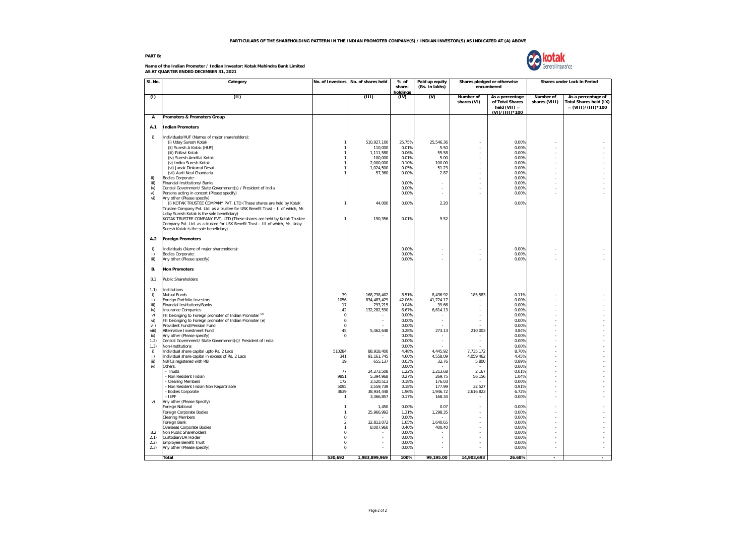**PARTICULARS OF THE SHAREHOLDING PATTERN IN THE INDIAN PROMOTER COMPANY(S) / INDIAN INVESTOR(S) AS INDICATED AT (A) ABOVE**

**PART B:**

**Name of the Indian Promoter / Indian Investor: Kotak Mahindra Bank Limited**
**AS AT QUARTER ENDED DECEMBER 31, 2021**

| Sl. No. | Category | No. of Investors | No. of shares held | % of share-holdings | Paid up equity (Rs. In lakhs) | Shares pledged or otherwise encumbered | | Shares under Lock in Period | |
|---|---|---|---|---|---|---|---|---|---|
| | | | | | | Number of shares (VI) | As a percentage of Total Shares held (VII) = (VI)/(III)*100 | Number of shares (VIII) | As a percentage of Total Shares held (IX) = (VIII)/(III)*100 |
| (I) | (II) | | (III) | (IV) | (V) | | | | |
| **A** | **Promoters & Promoters Group** | | | | | | | | |
| **A.1** | **Indian Promoters** | | | | | | | | |
| i) | Individuals/HUF (Names of major shareholders): | | | | | | | | |
| | (i) Uday Suresh Kotak | 1 | 510,927,100 | 25.75% | 25,546.36 | - | 0.00% | - | - |
| | (ii) Suresh A Kotak (HUF) | 1 | 110,000 | 0.01% | 5.50 | - | 0.00% | - | - |
| | (iii) Pallavi Kotak | 1 | 1,111,580 | 0.06% | 55.58 | - | 0.00% | - | - |
| | (iv) Suresh Amritlal Kotak | 1 | 100,000 | 0.01% | 5.00 | - | 0.00% | - | - |
| | (v) Indira Suresh Kotak | 1 | 2,000,000 | 0.10% | 100.00 | - | 0.00% | - | - |
| | (vi) Janak Dinkarrai Desai | 1 | 1,024,500 | 0.05% | 51.23 | - | 0.00% | - | - |
| | (vii) Aarti Neal Chandaria | 1 | 57,360 | 0.00% | 2.87 | - | 0.00% | - | - |
| ii) | Bodies Corporate: | | | | | - | 0.00% | - | - |
| iii) | Financial Institutions/ Banks | | | 0.00% | - | - | 0.00% | - | - |
| iv) | Central Government/ State Government(s) / President of India | | | 0.00% | - | - | 0.00% | - | - |
| v) | Persons acting in concert (Please specify) | | | 0.00% | - | - | 0.00% | - | - |
| vi) | Any other (Please specify) | | | | | | | | |
| | (i) KOTAK TRUSTEE COMPANY PVT. LTD (These shares are held by Kotak Trustee Company Pvt. Ltd. as a trustee for USK Benefit Trust – II of which, Mr. Uday Suresh Kotak is the sole beneficiary) | 1 | 44,000 | 0.00% | 2.20 | | 0.00% | | |
| | KOTAK TRUSTEE COMPANY PVT. LTD (These shares are held by Kotak Trustee Company Pvt. Ltd. as a trustee for USK Benefit Trust – III of which, Mr. Uday Suresh Kotak is the sole beneficiary) | 1 | 190,356 | 0.01% | 9.52 | | | | |
| **A.2** | **Foreign Promoters** | | | | | | | | |
| i) | Individuals (Name of major shareholders): | | | 0.00% | - | - | 0.00% | - | - |
| ii) | Bodies Corporate: | | | 0.00% | - | - | 0.00% | - | - |
| iii) | Any other (Please specify) | | | 0.00% | - | - | 0.00% | - | - |
| **B.** | **Non Promoters** | | | | | | | | |
| B.1 | Public Shareholders | | | | | | | | |
| 1.1) | Institutions | | | | | | | | |
| i) | Mutual Funds | 39 | 168,738,402 | 8.51% | 8,436.92 | 185,583 | 0.11% | - | - |
| ii) | Foreign Portfolio Investors | 1056 | 834,483,429 | 42.06% | 41,724.17 | - | 0.00% | - | - |
| iii) | Financial Institutions/Banks | 17 | 793,215 | 0.04% | 39.66 | - | 0.00% | - | - |
| iv) | Insurance Companies | 42 | 132,282,590 | 6.67% | 6,614.13 | - | 0.00% | - | - |
| v) | FII belonging to Foreign promoter of Indian Promoter [e] | 0 | - | 0.00% | - | - | 0.00% | - | - |
| vi) | FII belonging to Foreign promoter of Indian Promoter (e) | 0 | - | 0.00% | - | - | 0.00% | - | - |
| vii) | Provident Fund/Pension Fund | 0 | - | 0.00% | - | | 0.00% | - | - |
| viii) | Alternative Investment Fund | 45 | 5,462,648 | 0.28% | 273.13 | 210,003 | 3.84% | - | - |
| ix) | Any other (Please specify) | 0 | - | 0.00% | - | - | 0.00% | - | - |
| 1.2) | Central Government/ State Government(s)/ President of India | | | 0.00% | - | - | 0.00% | - | - |
| 1.3) | Non-Institutions | | | 0.00% | - | - | 0.00% | - | - |
| i) | Individual share capital upto Rs. 2 Lacs | 510284 | 88,918,400 | 4.48% | 4,445.92 | 7,735,172 | 8.70% | - | - |
| ii) | Individual share capital in excess of Rs. 2 Lacs | 341 | 91,161,745 | 4.60% | 4,558.09 | 4,059,462 | 4.45% | - | - |
| iii) | NBFCs registered with RBI | 19 | 655,137 | 0.03% | 32.76 | 5,800 | 0.89% | - | - |
| iv) | Others: | | - | 0.00% | - | - | 0.00% | - | - |
| | - Trusts | 77 | 24,273,508 | 1.22% | 1,213.68 | 2,167 | 0.01% | - | - |
| | - Non Resident Indian | 9851 | 5,394,968 | 0.27% | 269.75 | 56,156 | 1.04% | - | - |
| | - Clearing Members | 172 | 3,520,513 | 0.18% | 176.03 | - | 0.00% | - | - |
| | - Non Resident Indian Non Repartriable | 5095 | 3,559,739 | 0.18% | 177.99 | 32,527 | 0.91% | - | - |
| | - Bodies Corporate | 3639 | 38,934,448 | 1.96% | 1,946.72 | 2,616,823 | 6.72% | - | - |
| | - IEPF | 1 | 3,366,857 | 0.17% | 168.34 | - | 0.00% | - | - |
| v) | Any other (Please Specify) | | | | | | | | |
| | Foreign National | 1 | 1,450 | 0.00% | 0.07 | - | 0.00% | - | - |
| | Foreign Corporate Bodies | 1 | 25,966,992 | 1.31% | 1,298.35 | - | 0.00% | - | - |
| | Clearing Members | 0 | - | 0.00% | - | - | 0.00% | - | - |
| | Foreign Bank | 2 | 32,813,072 | 1.65% | 1,640.65 | - | 0.00% | - | - |
| | Overseas Corporate Bodies | 1 | 8,007,960 | 0.40% | 400.40 | - | 0.00% | - | - |
| B.2 | Non Public Shareholders | 0 | - | 0.00% | - | - | 0.00% | - | - |
| 2.1) | Custodian/DR Holder | 0 | - | 0.00% | - | - | 0.00% | - | - |
| 2.2) | Employee Benefit Trust | 0 | - | 0.00% | - | - | 0.00% | - | - |
| 2.3) | Any other (Please specify) | 0 | - | 0.00% | - | - | 0.00% | - | - |
| | **Total** | **530,692** | **1,983,899,969** | **100%** | **99,195.00** | **14,903,693** | **26.68%** | **-** | **-** |